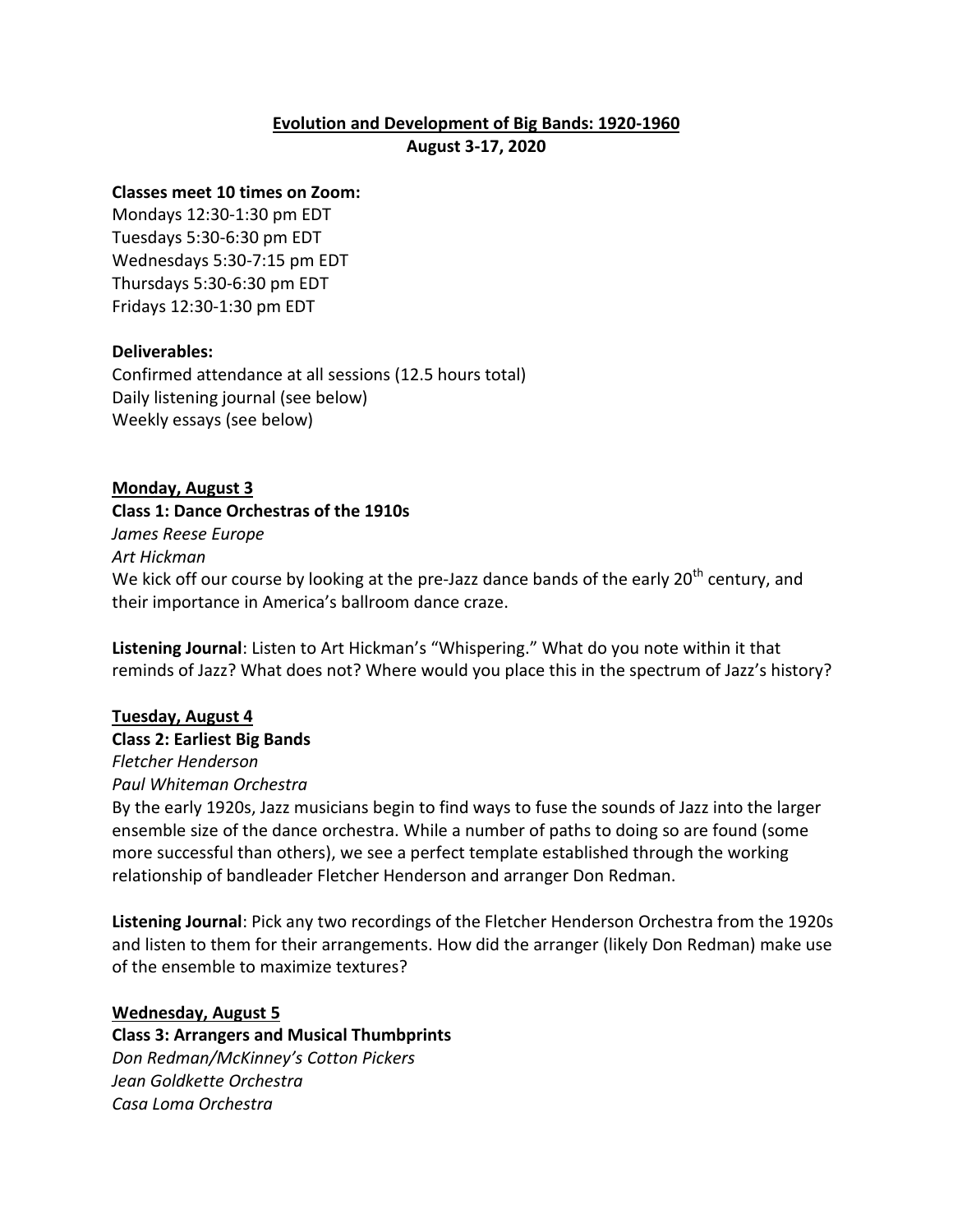# Evolution and Development of Big Bands: 1920-1960

**August 3-17, 2020**

**Classes meet 10 times on Zoom:**

Mondays 12:30-1:30 pm EDT
Tuesdays 5:30-6:30 pm EDT
Wednesdays 5:30-7:15 pm EDT
Thursdays 5:30-6:30 pm EDT
Fridays 12:30-1:30 pm EDT

**Deliverables:**

Confirmed attendance at all sessions (12.5 hours total)
Daily listening journal (see below)
Weekly essays (see below)

## Monday, August 3

**Class 1: Dance Orchestras of the 1910s**

*James Reese Europe*
*Art Hickman*

We kick off our course by looking at the pre-Jazz dance bands of the early 20th century, and their importance in America's ballroom dance craze.

**Listening Journal**: Listen to Art Hickman's "Whispering." What do you note within it that reminds of Jazz? What does not? Where would you place this in the spectrum of Jazz's history?

## Tuesday, August 4

**Class 2: Earliest Big Bands**

*Fletcher Henderson*
*Paul Whiteman Orchestra*

By the early 1920s, Jazz musicians begin to find ways to fuse the sounds of Jazz into the larger ensemble size of the dance orchestra. While a number of paths to doing so are found (some more successful than others), we see a perfect template established through the working relationship of bandleader Fletcher Henderson and arranger Don Redman.

**Listening Journal**: Pick any two recordings of the Fletcher Henderson Orchestra from the 1920s and listen to them for their arrangements. How did the arranger (likely Don Redman) make use of the ensemble to maximize textures?

## Wednesday, August 5

**Class 3: Arrangers and Musical Thumbprints**

*Don Redman/McKinney's Cotton Pickers*
*Jean Goldkette Orchestra*
*Casa Loma Orchestra*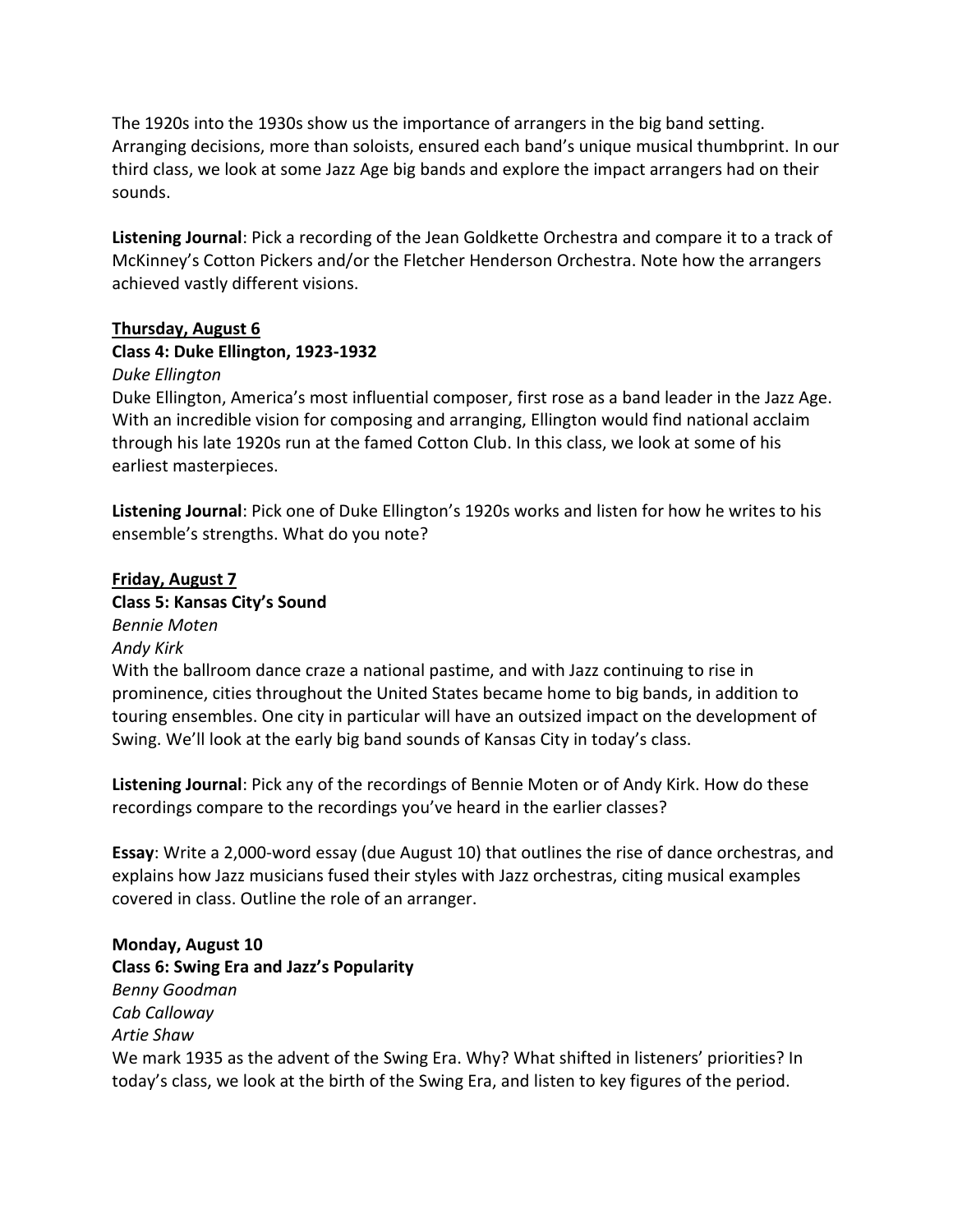The 1920s into the 1930s show us the importance of arrangers in the big band setting. Arranging decisions, more than soloists, ensured each band's unique musical thumbprint. In our third class, we look at some Jazz Age big bands and explore the impact arrangers had on their sounds.

**Listening Journal**: Pick a recording of the Jean Goldkette Orchestra and compare it to a track of McKinney's Cotton Pickers and/or the Fletcher Henderson Orchestra. Note how the arrangers achieved vastly different visions.

**Thursday, August 6**

**Class 4: Duke Ellington, 1923-1932**

*Duke Ellington*

Duke Ellington, America's most influential composer, first rose as a band leader in the Jazz Age. With an incredible vision for composing and arranging, Ellington would find national acclaim through his late 1920s run at the famed Cotton Club. In this class, we look at some of his earliest masterpieces.

**Listening Journal**: Pick one of Duke Ellington's 1920s works and listen for how he writes to his ensemble's strengths. What do you note?

**Friday, August 7**

**Class 5: Kansas City's Sound**

*Bennie Moten*
*Andy Kirk*

With the ballroom dance craze a national pastime, and with Jazz continuing to rise in prominence, cities throughout the United States became home to big bands, in addition to touring ensembles. One city in particular will have an outsized impact on the development of Swing. We'll look at the early big band sounds of Kansas City in today's class.

**Listening Journal**: Pick any of the recordings of Bennie Moten or of Andy Kirk. How do these recordings compare to the recordings you've heard in the earlier classes?

**Essay**: Write a 2,000-word essay (due August 10) that outlines the rise of dance orchestras, and explains how Jazz musicians fused their styles with Jazz orchestras, citing musical examples covered in class. Outline the role of an arranger.

**Monday, August 10**

**Class 6: Swing Era and Jazz's Popularity**

*Benny Goodman*
*Cab Calloway*
*Artie Shaw*

We mark 1935 as the advent of the Swing Era. Why? What shifted in listeners' priorities? In today's class, we look at the birth of the Swing Era, and listen to key figures of the period.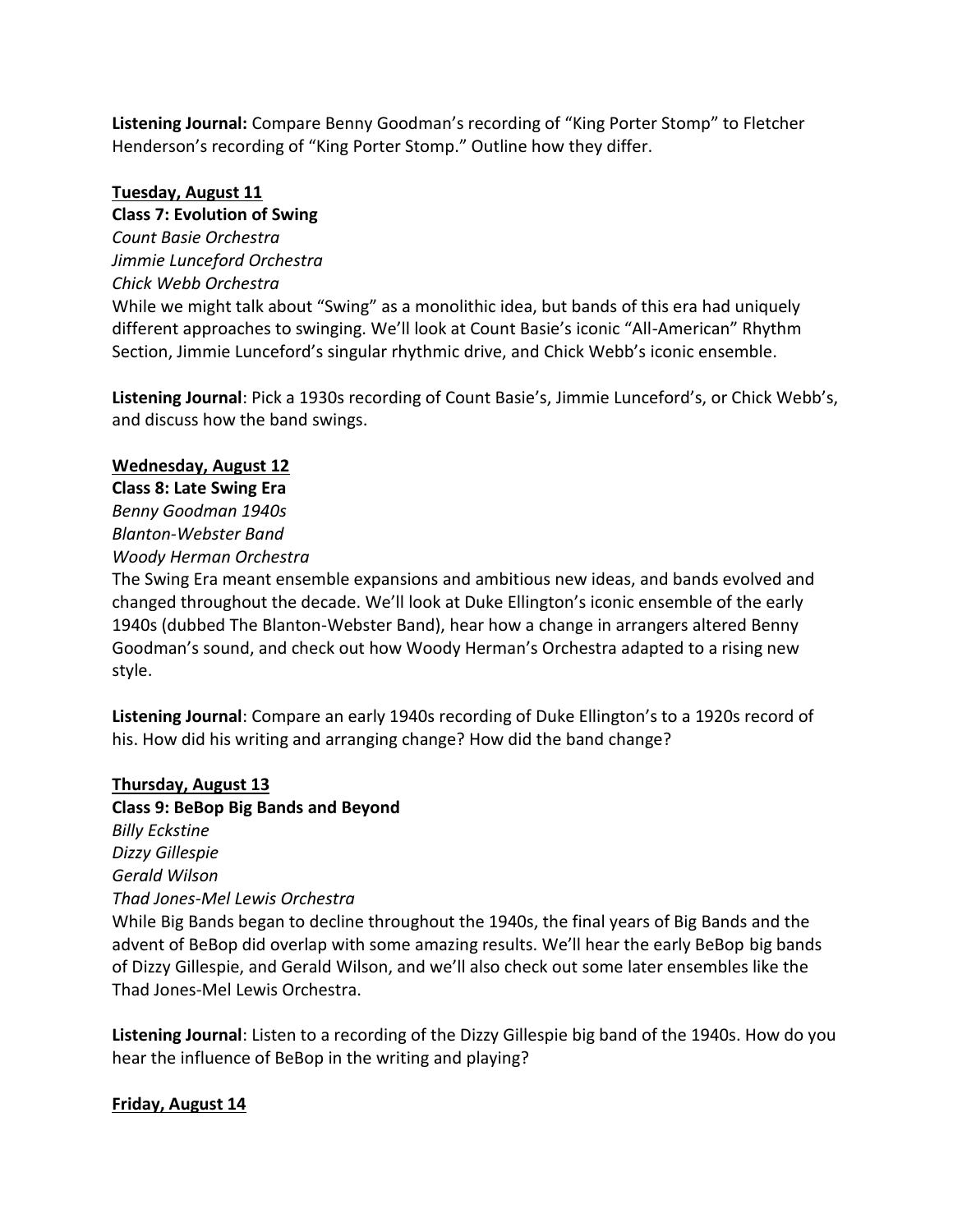**Listening Journal:** Compare Benny Goodman's recording of "King Porter Stomp" to Fletcher Henderson's recording of "King Porter Stomp." Outline how they differ.

<u>**Tuesday, August 11**</u>

**Class 7: Evolution of Swing**

*Count Basie Orchestra*
*Jimmie Lunceford Orchestra*
*Chick Webb Orchestra*

While we might talk about "Swing" as a monolithic idea, but bands of this era had uniquely different approaches to swinging. We'll look at Count Basie's iconic "All-American" Rhythm Section, Jimmie Lunceford's singular rhythmic drive, and Chick Webb's iconic ensemble.

**Listening Journal**: Pick a 1930s recording of Count Basie's, Jimmie Lunceford's, or Chick Webb's, and discuss how the band swings.

<u>**Wednesday, August 12**</u>

**Class 8: Late Swing Era**

*Benny Goodman 1940s*
*Blanton-Webster Band*
*Woody Herman Orchestra*

The Swing Era meant ensemble expansions and ambitious new ideas, and bands evolved and changed throughout the decade. We'll look at Duke Ellington's iconic ensemble of the early 1940s (dubbed The Blanton-Webster Band), hear how a change in arrangers altered Benny Goodman's sound, and check out how Woody Herman's Orchestra adapted to a rising new style.

**Listening Journal**: Compare an early 1940s recording of Duke Ellington's to a 1920s record of his. How did his writing and arranging change? How did the band change?

<u>**Thursday, August 13**</u>

**Class 9: BeBop Big Bands and Beyond**

*Billy Eckstine*
*Dizzy Gillespie*
*Gerald Wilson*
*Thad Jones-Mel Lewis Orchestra*

While Big Bands began to decline throughout the 1940s, the final years of Big Bands and the advent of BeBop did overlap with some amazing results. We'll hear the early BeBop big bands of Dizzy Gillespie, and Gerald Wilson, and we'll also check out some later ensembles like the Thad Jones-Mel Lewis Orchestra.

**Listening Journal**: Listen to a recording of the Dizzy Gillespie big band of the 1940s. How do you hear the influence of BeBop in the writing and playing?

<u>**Friday, August 14**</u>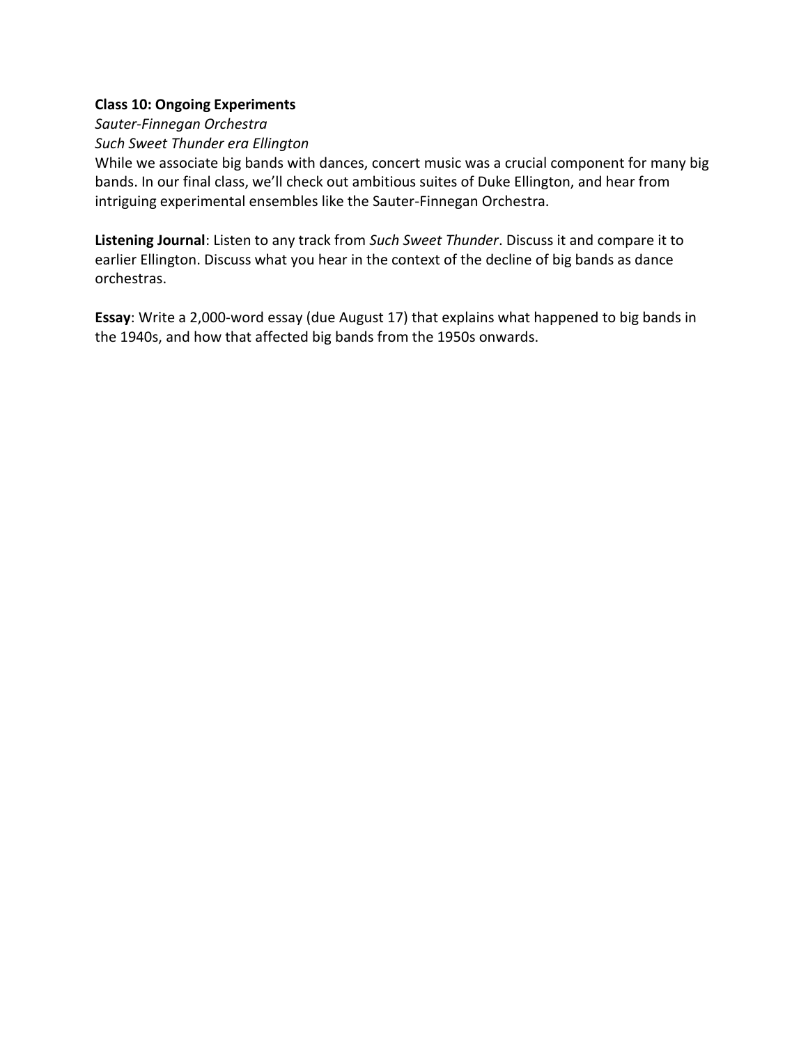**Class 10: Ongoing Experiments**

*Sauter-Finnegan Orchestra*

*Such Sweet Thunder era Ellington*

While we associate big bands with dances, concert music was a crucial component for many big bands. In our final class, we'll check out ambitious suites of Duke Ellington, and hear from intriguing experimental ensembles like the Sauter-Finnegan Orchestra.

**Listening Journal**: Listen to any track from *Such Sweet Thunder*. Discuss it and compare it to earlier Ellington. Discuss what you hear in the context of the decline of big bands as dance orchestras.

**Essay**: Write a 2,000-word essay (due August 17) that explains what happened to big bands in the 1940s, and how that affected big bands from the 1950s onwards.